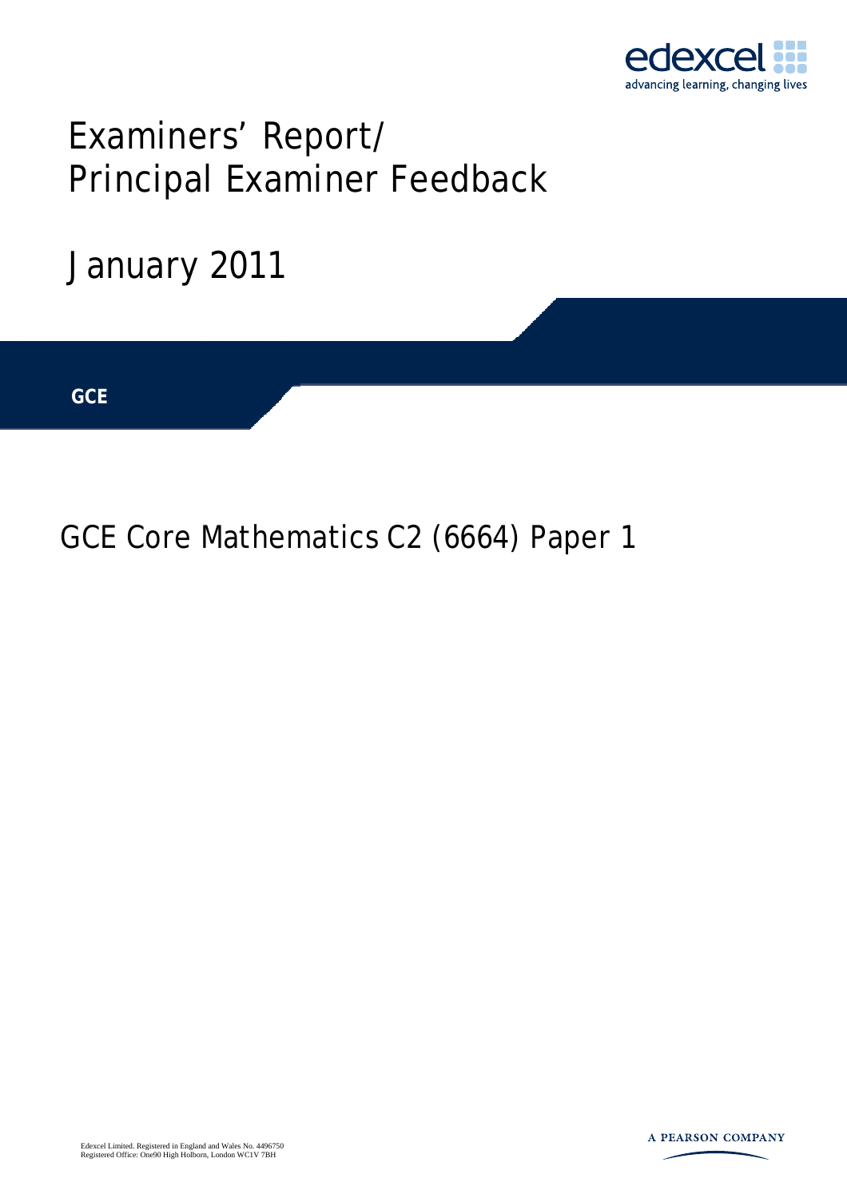edexcel

advancing learning, changing lives

# Examiners' Report/ Principal Examiner Feedback

January 2011

**GCE**

## GCE Core Mathematics C2 (6664) Paper 1

Edexcel Limited. Registered in England and Wales No. 4496750
Registered Office: One90 High Holborn, London WC1V 7BH

A PEARSON COMPANY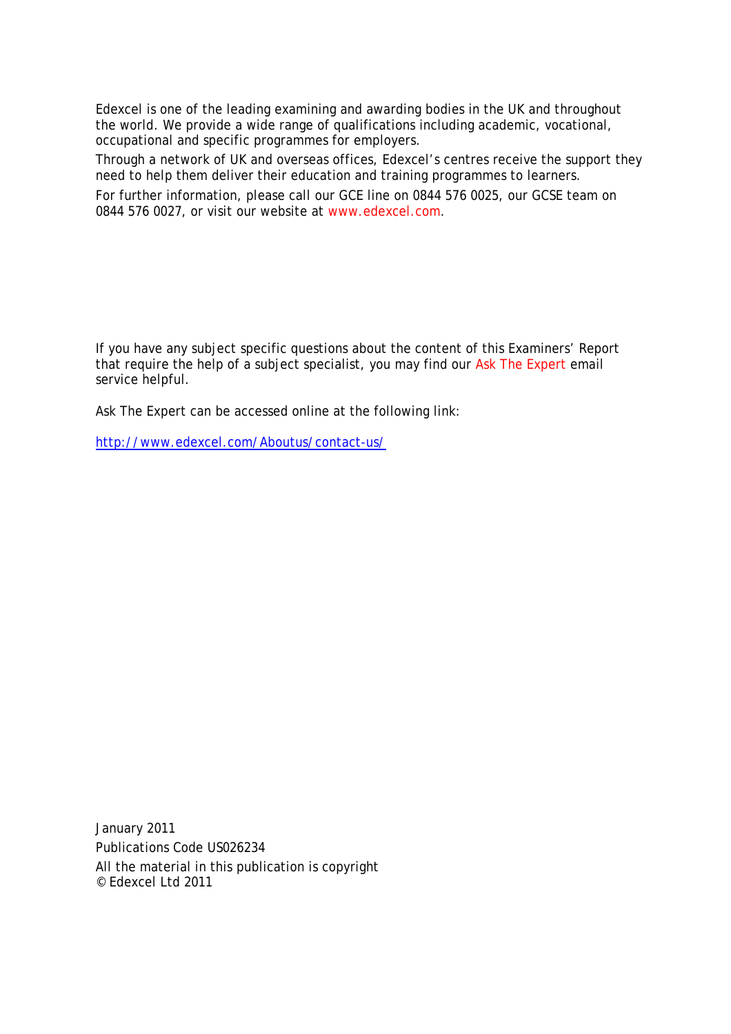Edexcel is one of the leading examining and awarding bodies in the UK and throughout the world. We provide a wide range of qualifications including academic, vocational, occupational and specific programmes for employers.

Through a network of UK and overseas offices, Edexcel's centres receive the support they need to help them deliver their education and training programmes to learners.

For further information, please call our GCE line on 0844 576 0025, our GCSE team on 0844 576 0027, or visit our website at www.edexcel.com.

If you have any subject specific questions about the content of this Examiners' Report that require the help of a subject specialist, you may find our Ask The Expert email service helpful.

Ask The Expert can be accessed online at the following link:

http://www.edexcel.com/Aboutus/contact-us/

January 2011

Publications Code US026234

All the material in this publication is copyright
© Edexcel Ltd 2011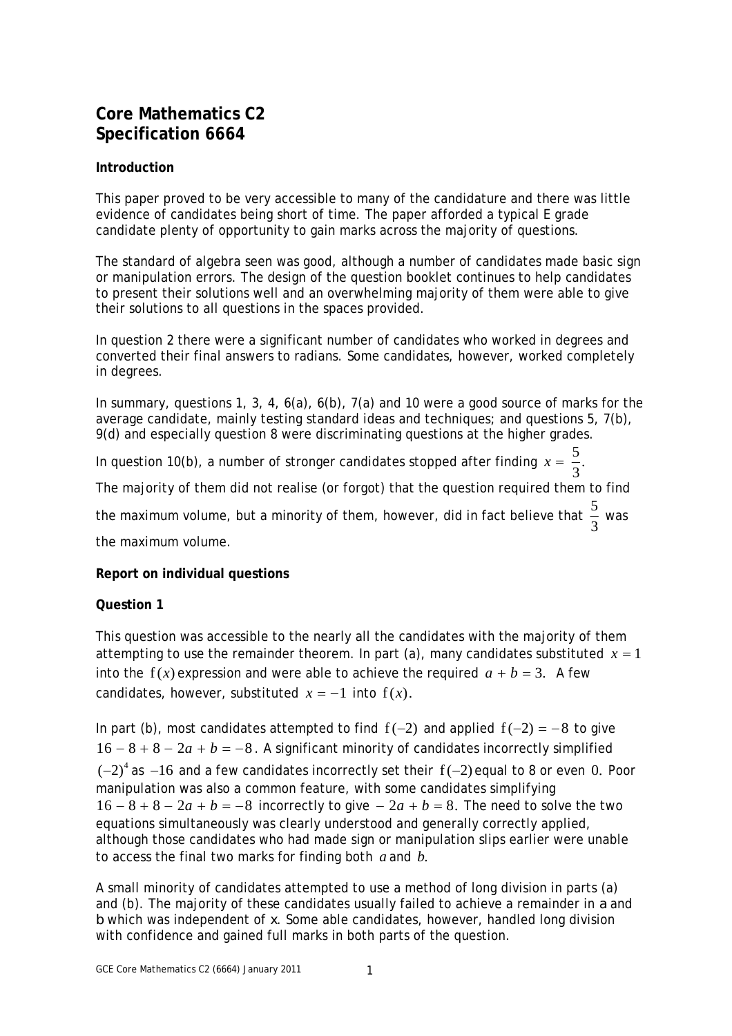# Core Mathematics C2
# Specification 6664

### Introduction

This paper proved to be very accessible to many of the candidature and there was little evidence of candidates being short of time. The paper afforded a typical E grade candidate plenty of opportunity to gain marks across the majority of questions.

The standard of algebra seen was good, although a number of candidates made basic sign or manipulation errors. The design of the question booklet continues to help candidates to present their solutions well and an overwhelming majority of them were able to give their solutions to all questions in the spaces provided.

In question 2 there were a significant number of candidates who worked in degrees and converted their final answers to radians. Some candidates, however, worked completely in degrees.

In summary, questions 1, 3, 4, 6(a), 6(b), 7(a) and 10 were a good source of marks for the average candidate, mainly testing standard ideas and techniques; and questions 5, 7(b), 9(d) and especially question 8 were discriminating questions at the higher grades.

In question 10(b), a number of stronger candidates stopped after finding $x = \frac{5}{3}$.

The majority of them did not realise (or forgot) that the question required them to find the maximum volume, but a minority of them, however, did in fact believe that $\frac{5}{3}$ was the maximum volume.

### Report on individual questions

### Question 1

This question was accessible to the nearly all the candidates with the majority of them attempting to use the remainder theorem. In part (a), many candidates substituted $x = 1$ into the $f(x)$ expression and were able to achieve the required $a + b = 3$. A few candidates, however, substituted $x = -1$ into $f(x)$.

In part (b), most candidates attempted to find $f(-2)$ and applied $f(-2) = -8$ to give $16 - 8 + 8 - 2a + b = -8$. A significant minority of candidates incorrectly simplified $(-2)^4$ as $-16$ and a few candidates incorrectly set their $f(-2)$ equal to 8 or even 0. Poor manipulation was also a common feature, with some candidates simplifying $16 - 8 + 8 - 2a + b = -8$ incorrectly to give $-2a + b = 8$. The need to solve the two equations simultaneously was clearly understood and generally correctly applied, although those candidates who had made sign or manipulation slips earlier were unable to access the final two marks for finding both $a$ and $b$.

A small minority of candidates attempted to use a method of long division in parts (a) and (b). The majority of these candidates usually failed to achieve a remainder in a and b which was independent of x. Some able candidates, however, handled long division with confidence and gained full marks in both parts of the question.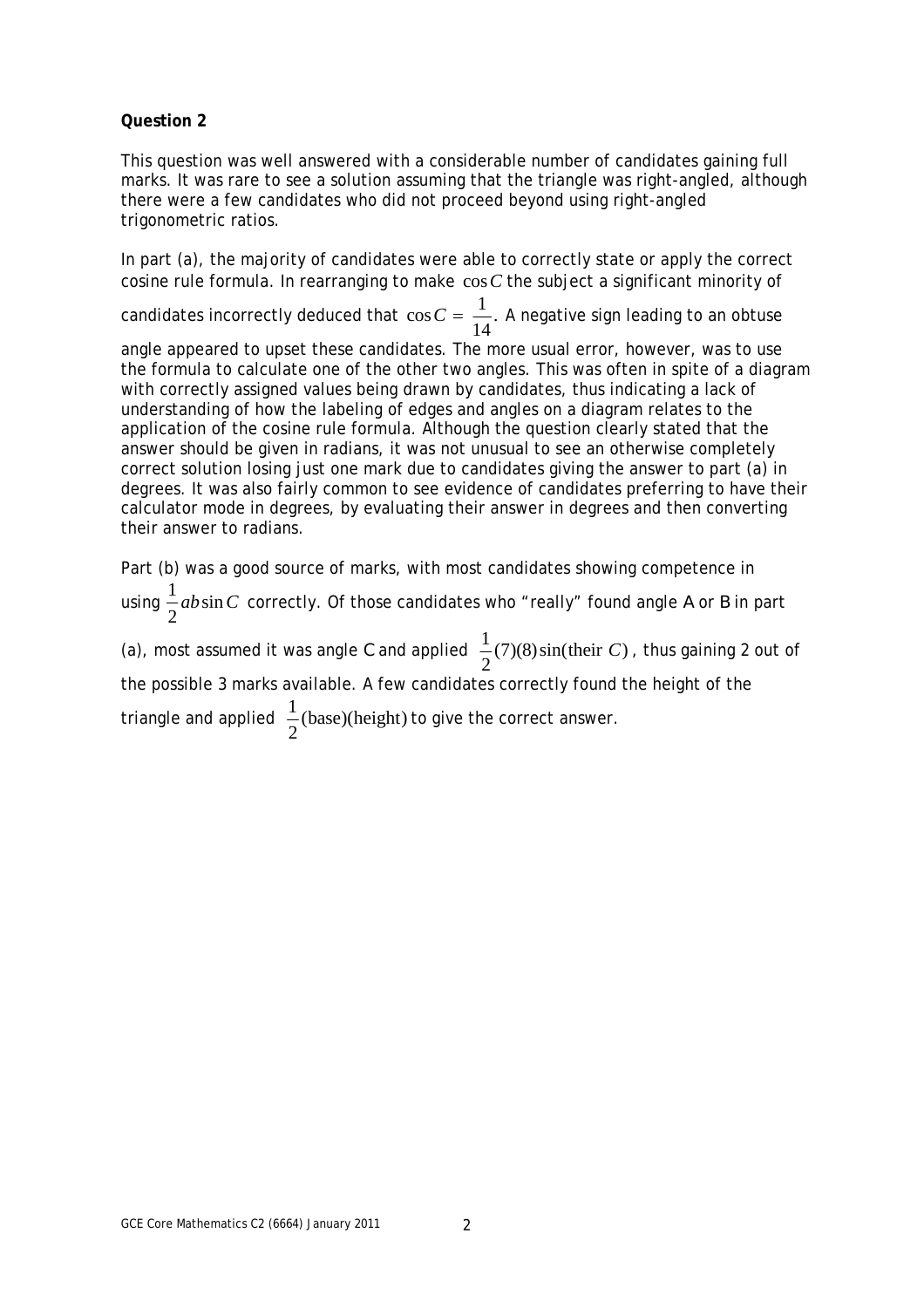**Question 2**

This question was well answered with a considerable number of candidates gaining full marks. It was rare to see a solution assuming that the triangle was right-angled, although there were a few candidates who did not proceed beyond using right-angled trigonometric ratios.

In part (a), the majority of candidates were able to correctly state or apply the correct cosine rule formula. In rearranging to make $\cos C$ the subject a significant minority of candidates incorrectly deduced that $\cos C = \frac{1}{14}$. A negative sign leading to an obtuse angle appeared to upset these candidates. The more usual error, however, was to use the formula to calculate one of the other two angles. This was often in spite of a diagram with correctly assigned values being drawn by candidates, thus indicating a lack of understanding of how the labeling of edges and angles on a diagram relates to the application of the cosine rule formula. Although the question clearly stated that the answer should be given in radians, it was not unusual to see an otherwise completely correct solution losing just one mark due to candidates giving the answer to part (a) in degrees. It was also fairly common to see evidence of candidates preferring to have their calculator mode in degrees, by evaluating their answer in degrees and then converting their answer to radians.

Part (b) was a good source of marks, with most candidates showing competence in using $\frac{1}{2}ab\sin C$ correctly. Of those candidates who "really" found angle A or B in part (a), most assumed it was angle C and applied $\frac{1}{2}(7)(8)\sin(\text{their } C)$, thus gaining 2 out of the possible 3 marks available. A few candidates correctly found the height of the triangle and applied $\frac{1}{2}(\text{base})(\text{height})$ to give the correct answer.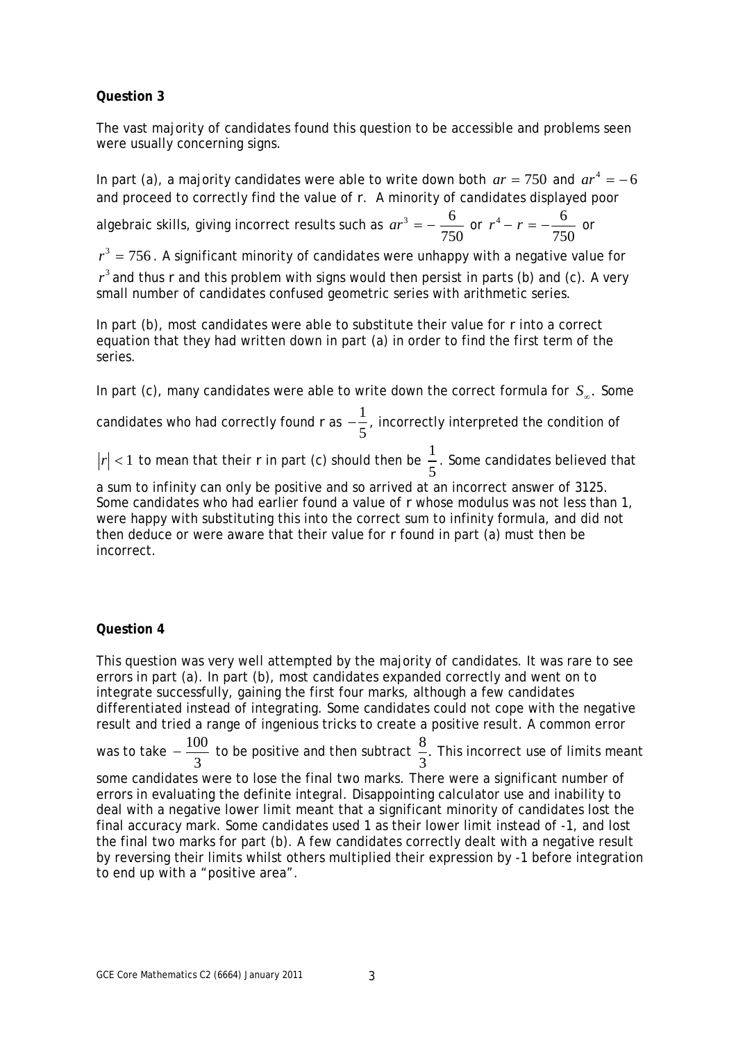**Question 3**

The vast majority of candidates found this question to be accessible and problems seen were usually concerning signs.

In part (a), a majority candidates were able to write down both $ar = 750$ and $ar^4 = -6$ and proceed to correctly find the value of r. A minority of candidates displayed poor algebraic skills, giving incorrect results such as $ar^3 = -\frac{6}{750}$ or $r^4 - r = -\frac{6}{750}$ or $r^3 = 756$. A significant minority of candidates were unhappy with a negative value for $r^3$ and thus r and this problem with signs would then persist in parts (b) and (c). A very small number of candidates confused geometric series with arithmetic series.

In part (b), most candidates were able to substitute their value for r into a correct equation that they had written down in part (a) in order to find the first term of the series.

In part (c), many candidates were able to write down the correct formula for $S_\infty$. Some candidates who had correctly found r as $-\frac{1}{5}$, incorrectly interpreted the condition of $|r| < 1$ to mean that their r in part (c) should then be $\frac{1}{5}$. Some candidates believed that a sum to infinity can only be positive and so arrived at an incorrect answer of 3125. Some candidates who had earlier found a value of r whose modulus was not less than 1, were happy with substituting this into the correct sum to infinity formula, and did not then deduce or were aware that their value for r found in part (a) must then be incorrect.

**Question 4**

This question was very well attempted by the majority of candidates. It was rare to see errors in part (a). In part (b), most candidates expanded correctly and went on to integrate successfully, gaining the first four marks, although a few candidates differentiated instead of integrating. Some candidates could not cope with the negative result and tried a range of ingenious tricks to create a positive result. A common error was to take $-\frac{100}{3}$ to be positive and then subtract $\frac{8}{3}$. This incorrect use of limits meant some candidates were to lose the final two marks. There were a significant number of errors in evaluating the definite integral. Disappointing calculator use and inability to deal with a negative lower limit meant that a significant minority of candidates lost the final accuracy mark. Some candidates used 1 as their lower limit instead of -1, and lost the final two marks for part (b). A few candidates correctly dealt with a negative result by reversing their limits whilst others multiplied their expression by -1 before integration to end up with a "positive area".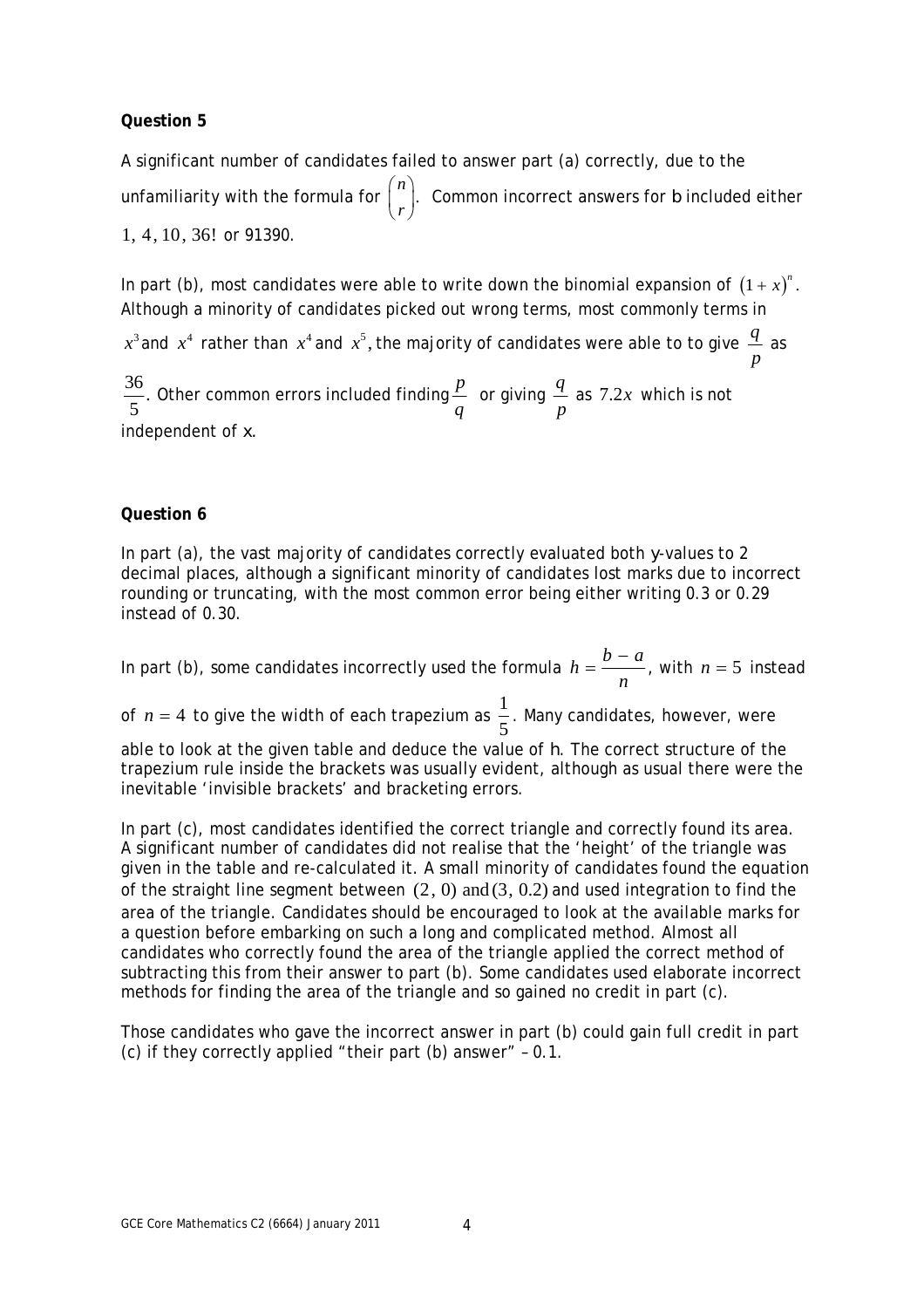**Question 5**

A significant number of candidates failed to answer part (a) correctly, due to the unfamiliarity with the formula for $\binom{n}{r}$. Common incorrect answers for b included either $1,\ 4,\ 10,\ 36!$ or 91390.

In part (b), most candidates were able to write down the binomial expansion of $(1+x)^n$. Although a minority of candidates picked out wrong terms, most commonly terms in $x^3$ and $x^4$ rather than $x^4$ and $x^5$, the majority of candidates were able to to give $\frac{q}{p}$ as $\frac{36}{5}$. Other common errors included finding $\frac{p}{q}$ or giving $\frac{q}{p}$ as $7.2x$ which is not independent of x.

**Question 6**

In part (a), the vast majority of candidates correctly evaluated both y-values to 2 decimal places, although a significant minority of candidates lost marks due to incorrect rounding or truncating, with the most common error being either writing 0.3 or 0.29 instead of 0.30.

In part (b), some candidates incorrectly used the formula $h = \frac{b-a}{n}$, with $n = 5$ instead of $n = 4$ to give the width of each trapezium as $\frac{1}{5}$. Many candidates, however, were able to look at the given table and deduce the value of h. The correct structure of the trapezium rule inside the brackets was usually evident, although as usual there were the inevitable 'invisible brackets' and bracketing errors.

In part (c), most candidates identified the correct triangle and correctly found its area. A significant number of candidates did not realise that the 'height' of the triangle was given in the table and re-calculated it. A small minority of candidates found the equation of the straight line segment between $(2,\ 0)$ and $(3,\ 0.2)$ and used integration to find the area of the triangle. Candidates should be encouraged to look at the available marks for a question before embarking on such a long and complicated method. Almost all candidates who correctly found the area of the triangle applied the correct method of subtracting this from their answer to part (b). Some candidates used elaborate incorrect methods for finding the area of the triangle and so gained no credit in part (c).

Those candidates who gave the incorrect answer in part (b) could gain full credit in part (c) if they correctly applied "their part (b) answer" – 0.1.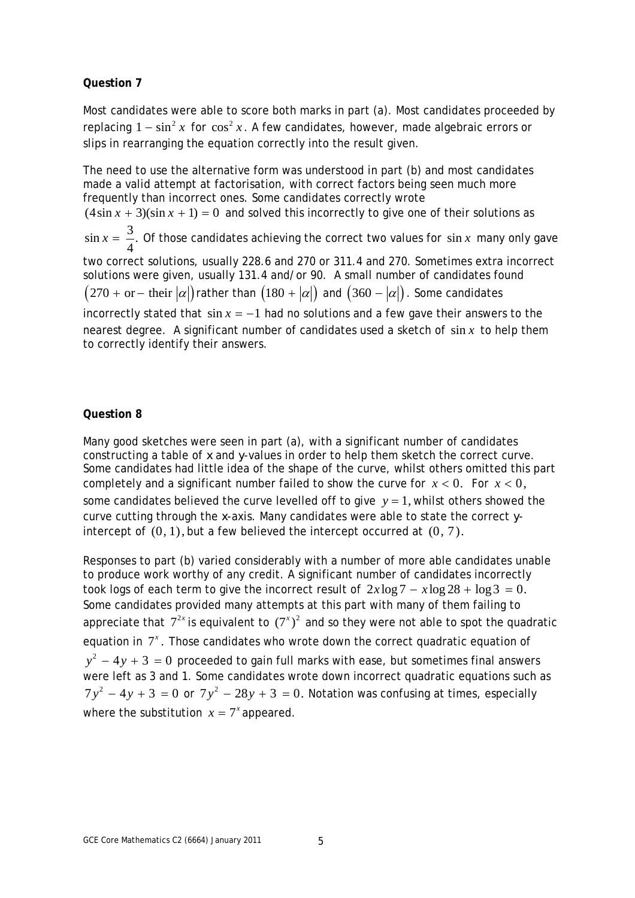**Question 7**

Most candidates were able to score both marks in part (a). Most candidates proceeded by replacing $1 - \sin^2 x$ for $\cos^2 x$. A few candidates, however, made algebraic errors or slips in rearranging the equation correctly into the result given.

The need to use the alternative form was understood in part (b) and most candidates made a valid attempt at factorisation, with correct factors being seen much more frequently than incorrect ones. Some candidates correctly wrote $(4\sin x + 3)(\sin x + 1) = 0$ and solved this incorrectly to give one of their solutions as $\sin x = \frac{3}{4}$. Of those candidates achieving the correct two values for $\sin x$ many only gave two correct solutions, usually 228.6 and 270 or 311.4 and 270. Sometimes extra incorrect solutions were given, usually 131.4 and/or 90. A small number of candidates found $\left(270 + \text{or} - \text{their } |\alpha|\right)$ rather than $\left(180 + |\alpha|\right)$ and $\left(360 - |\alpha|\right)$. Some candidates incorrectly stated that $\sin x = -1$ had no solutions and a few gave their answers to the nearest degree. A significant number of candidates used a sketch of $\sin x$ to help them to correctly identify their answers.

**Question 8**

Many good sketches were seen in part (a), with a significant number of candidates constructing a table of x and y-values in order to help them sketch the correct curve. Some candidates had little idea of the shape of the curve, whilst others omitted this part completely and a significant number failed to show the curve for $x < 0$. For $x < 0$, some candidates believed the curve levelled off to give $y = 1$, whilst others showed the curve cutting through the x-axis. Many candidates were able to state the correct y-intercept of $(0, 1)$, but a few believed the intercept occurred at $(0, 7)$.

Responses to part (b) varied considerably with a number of more able candidates unable to produce work worthy of any credit. A significant number of candidates incorrectly took logs of each term to give the incorrect result of $2x\log 7 - x\log 28 + \log 3 = 0$. Some candidates provided many attempts at this part with many of them failing to appreciate that $7^{2x}$ is equivalent to $(7^x)^2$ and so they were not able to spot the quadratic equation in $7^x$. Those candidates who wrote down the correct quadratic equation of $y^2 - 4y + 3 = 0$ proceeded to gain full marks with ease, but sometimes final answers were left as 3 and 1. Some candidates wrote down incorrect quadratic equations such as $7y^2 - 4y + 3 = 0$ or $7y^2 - 28y + 3 = 0$. Notation was confusing at times, especially where the substitution $x = 7^x$ appeared.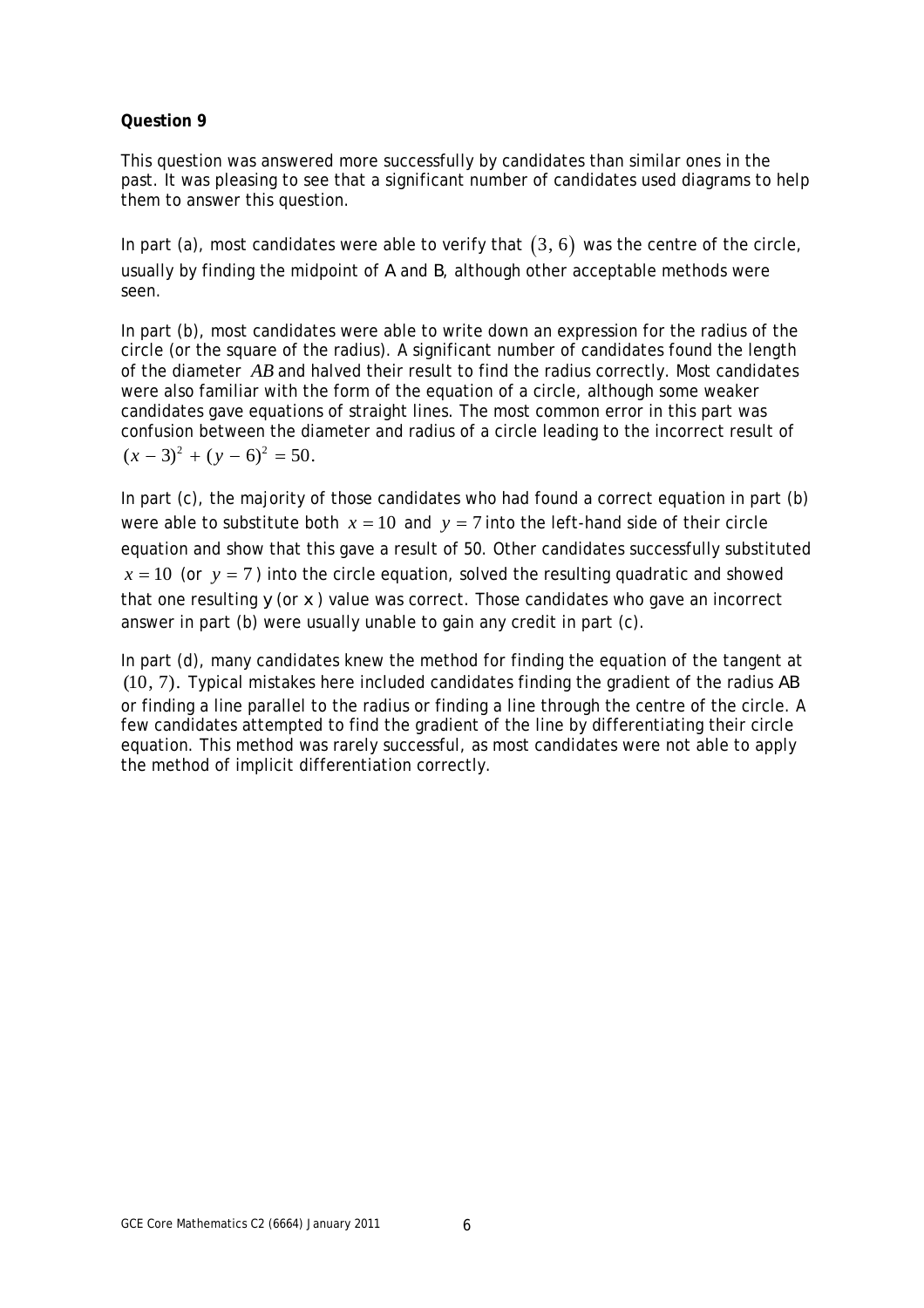**Question 9**

This question was answered more successfully by candidates than similar ones in the past. It was pleasing to see that a significant number of candidates used diagrams to help them to answer this question.

In part (a), most candidates were able to verify that $(3, 6)$ was the centre of the circle, usually by finding the midpoint of $A$ and $B$, although other acceptable methods were seen.

In part (b), most candidates were able to write down an expression for the radius of the circle (or the square of the radius). A significant number of candidates found the length of the diameter $AB$ and halved their result to find the radius correctly. Most candidates were also familiar with the form of the equation of a circle, although some weaker candidates gave equations of straight lines. The most common error in this part was confusion between the diameter and radius of a circle leading to the incorrect result of $(x-3)^2 + (y-6)^2 = 50$.

In part (c), the majority of those candidates who had found a correct equation in part (b) were able to substitute both $x = 10$ and $y = 7$ into the left-hand side of their circle equation and show that this gave a result of 50. Other candidates successfully substituted $x = 10$ (or $y = 7$) into the circle equation, solved the resulting quadratic and showed that one resulting $y$ (or $x$) value was correct. Those candidates who gave an incorrect answer in part (b) were usually unable to gain any credit in part (c).

In part (d), many candidates knew the method for finding the equation of the tangent at $(10, 7)$. Typical mistakes here included candidates finding the gradient of the radius $AB$ or finding a line parallel to the radius or finding a line through the centre of the circle. A few candidates attempted to find the gradient of the line by differentiating their circle equation. This method was rarely successful, as most candidates were not able to apply the method of implicit differentiation correctly.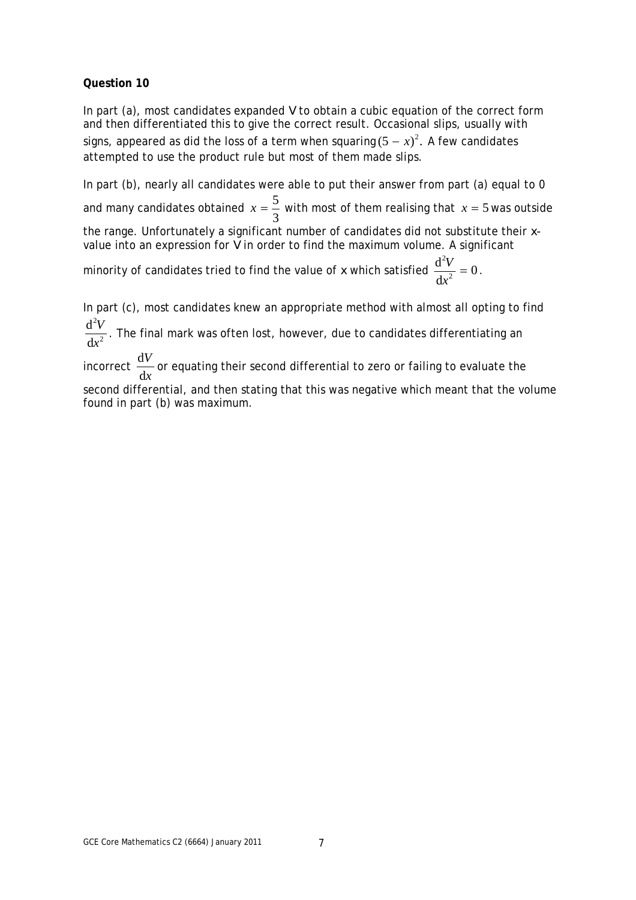**Question 10**

In part (a), most candidates expanded $V$ to obtain a cubic equation of the correct form and then differentiated this to give the correct result. Occasional slips, usually with signs, appeared as did the loss of a term when squaring $(5 - x)^2$. A few candidates attempted to use the product rule but most of them made slips.

In part (b), nearly all candidates were able to put their answer from part (a) equal to 0 and many candidates obtained $x = \frac{5}{3}$ with most of them realising that $x = 5$ was outside the range. Unfortunately a significant number of candidates did not substitute their $x$-value into an expression for $V$ in order to find the maximum volume. A significant minority of candidates tried to find the value of $x$ which satisfied $\frac{\mathrm{d}^2V}{\mathrm{d}x^2} = 0$.

In part (c), most candidates knew an appropriate method with almost all opting to find $\frac{\mathrm{d}^2V}{\mathrm{d}x^2}$. The final mark was often lost, however, due to candidates differentiating an incorrect $\frac{\mathrm{d}V}{\mathrm{d}x}$ or equating their second differential to zero or failing to evaluate the second differential, and then stating that this was negative which meant that the volume found in part (b) was maximum.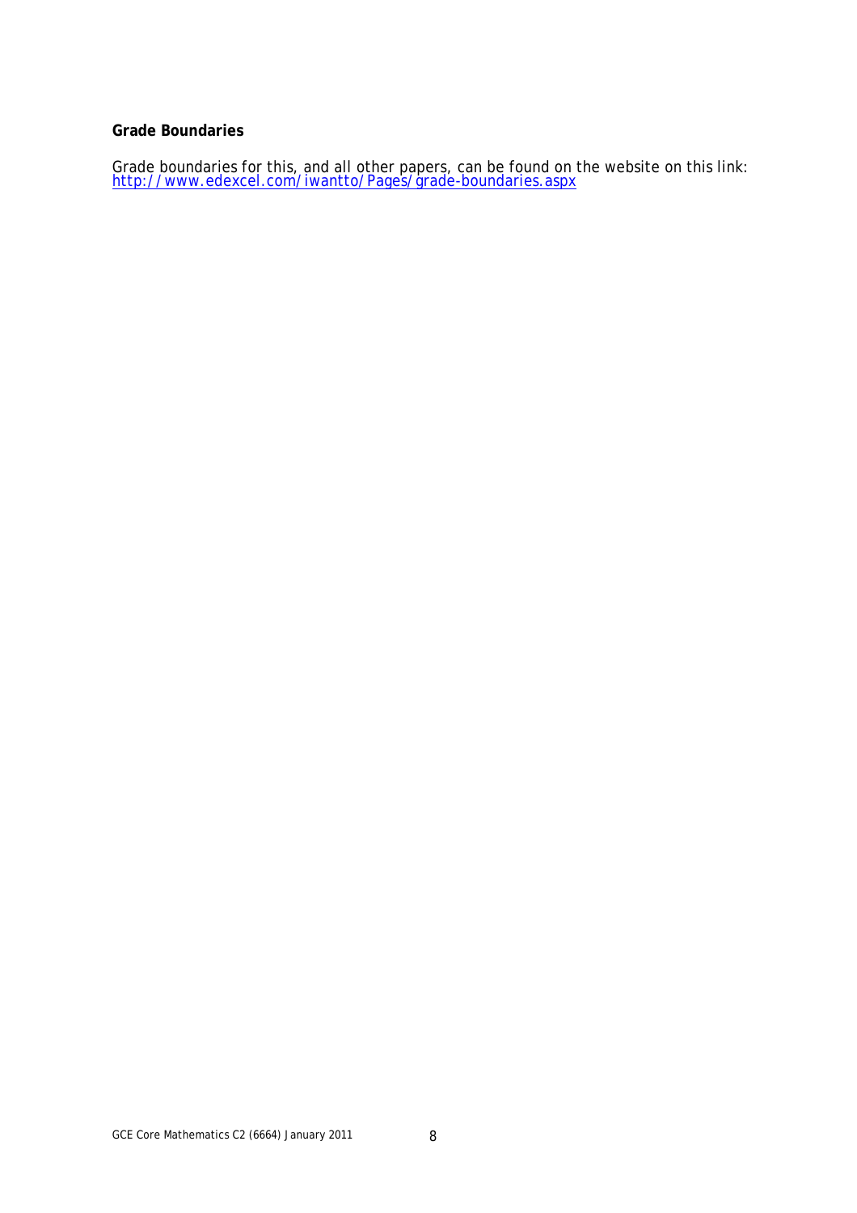**Grade Boundaries**

Grade boundaries for this, and all other papers, can be found on the website on this link:
http://www.edexcel.com/iwantto/Pages/grade-boundaries.aspx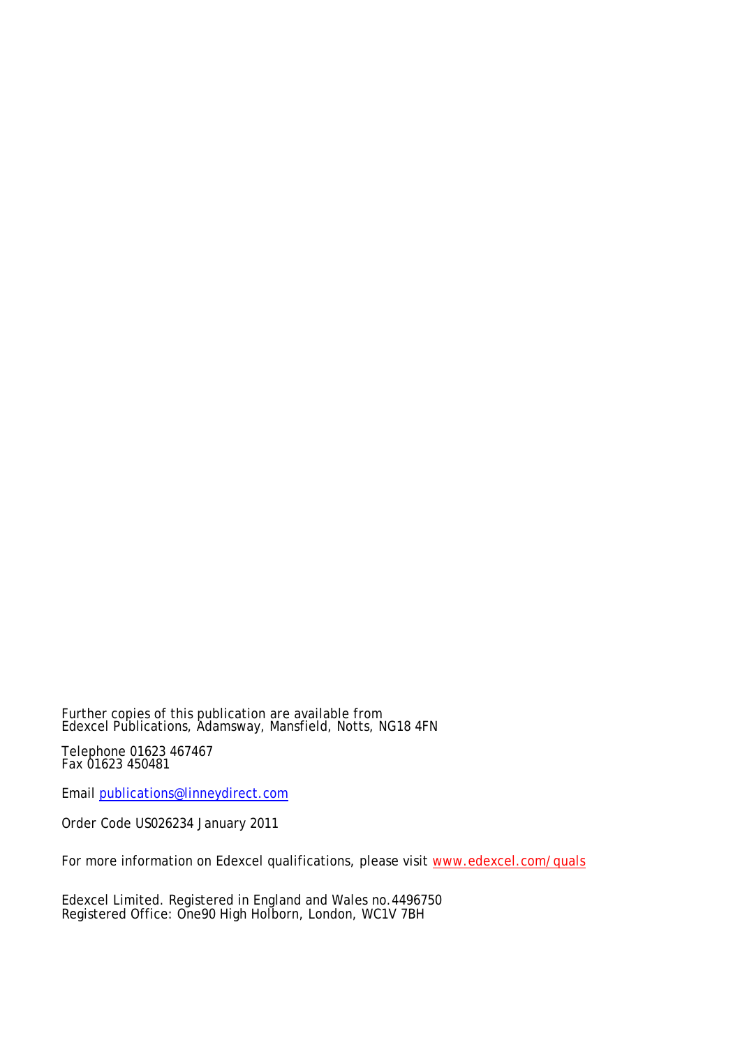Further copies of this publication are available from
Edexcel Publications, Adamsway, Mansfield, Notts, NG18 4FN

Telephone 01623 467467
Fax 01623 450481

Email publications@linneydirect.com

Order Code US026234 January 2011

For more information on Edexcel qualifications, please visit www.edexcel.com/quals

Edexcel Limited. Registered in England and Wales no.4496750
Registered Office: One90 High Holborn, London, WC1V 7BH